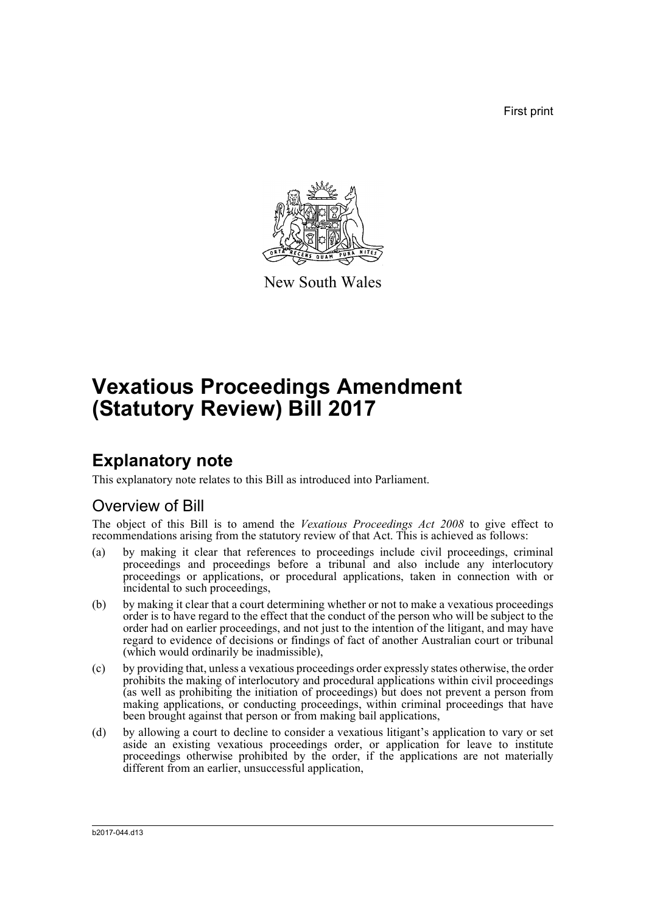First print

New South Wales

# Vexatious Proceedings Amendment (Statutory Review) Bill 2017

## Explanatory note

This explanatory note relates to this Bill as introduced into Parliament.

### Overview of Bill

The object of this Bill is to amend the *Vexatious Proceedings Act 2008* to give effect to recommendations arising from the statutory review of that Act. This is achieved as follows:

(a) by making it clear that references to proceedings include civil proceedings, criminal proceedings and proceedings before a tribunal and also include any interlocutory proceedings or applications, or procedural applications, taken in connection with or incidental to such proceedings,

(b) by making it clear that a court determining whether or not to make a vexatious proceedings order is to have regard to the effect that the conduct of the person who will be subject to the order had on earlier proceedings, and not just to the intention of the litigant, and may have regard to evidence of decisions or findings of fact of another Australian court or tribunal (which would ordinarily be inadmissible),

(c) by providing that, unless a vexatious proceedings order expressly states otherwise, the order prohibits the making of interlocutory and procedural applications within civil proceedings (as well as prohibiting the initiation of proceedings) but does not prevent a person from making applications, or conducting proceedings, within criminal proceedings that have been brought against that person or from making bail applications,

(d) by allowing a court to decline to consider a vexatious litigant's application to vary or set aside an existing vexatious proceedings order, or application for leave to institute proceedings otherwise prohibited by the order, if the applications are not materially different from an earlier, unsuccessful application,

b2017-044.d13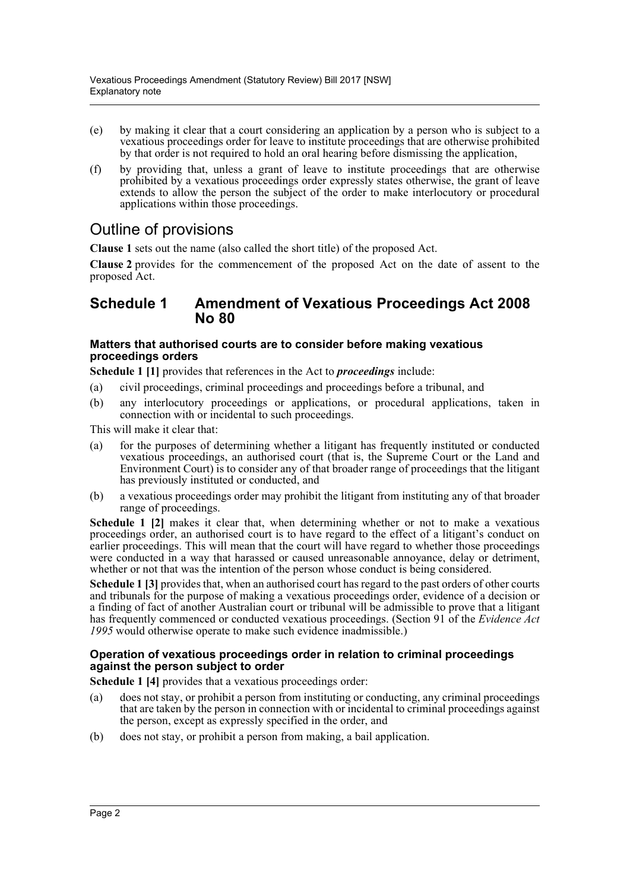(e) by making it clear that a court considering an application by a person who is subject to a vexatious proceedings order for leave to institute proceedings that are otherwise prohibited by that order is not required to hold an oral hearing before dismissing the application,

(f) by providing that, unless a grant of leave to institute proceedings that are otherwise prohibited by a vexatious proceedings order expressly states otherwise, the grant of leave extends to allow the person the subject of the order to make interlocutory or procedural applications within those proceedings.

## Outline of provisions

**Clause 1** sets out the name (also called the short title) of the proposed Act.

**Clause 2** provides for the commencement of the proposed Act on the date of assent to the proposed Act.

## Schedule 1 Amendment of Vexatious Proceedings Act 2008 No 80

#### Matters that authorised courts are to consider before making vexatious proceedings orders

**Schedule 1 [1]** provides that references in the Act to ***proceedings*** include:

(a) civil proceedings, criminal proceedings and proceedings before a tribunal, and

(b) any interlocutory proceedings or applications, or procedural applications, taken in connection with or incidental to such proceedings.

This will make it clear that:

(a) for the purposes of determining whether a litigant has frequently instituted or conducted vexatious proceedings, an authorised court (that is, the Supreme Court or the Land and Environment Court) is to consider any of that broader range of proceedings that the litigant has previously instituted or conducted, and

(b) a vexatious proceedings order may prohibit the litigant from instituting any of that broader range of proceedings.

**Schedule 1 [2]** makes it clear that, when determining whether or not to make a vexatious proceedings order, an authorised court is to have regard to the effect of a litigant's conduct on earlier proceedings. This will mean that the court will have regard to whether those proceedings were conducted in a way that harassed or caused unreasonable annoyance, delay or detriment, whether or not that was the intention of the person whose conduct is being considered.

**Schedule 1 [3]** provides that, when an authorised court has regard to the past orders of other courts and tribunals for the purpose of making a vexatious proceedings order, evidence of a decision or a finding of fact of another Australian court or tribunal will be admissible to prove that a litigant has frequently commenced or conducted vexatious proceedings. (Section 91 of the *Evidence Act 1995* would otherwise operate to make such evidence inadmissible.)

#### Operation of vexatious proceedings order in relation to criminal proceedings against the person subject to order

**Schedule 1 [4]** provides that a vexatious proceedings order:

(a) does not stay, or prohibit a person from instituting or conducting, any criminal proceedings that are taken by the person in connection with or incidental to criminal proceedings against the person, except as expressly specified in the order, and

(b) does not stay, or prohibit a person from making, a bail application.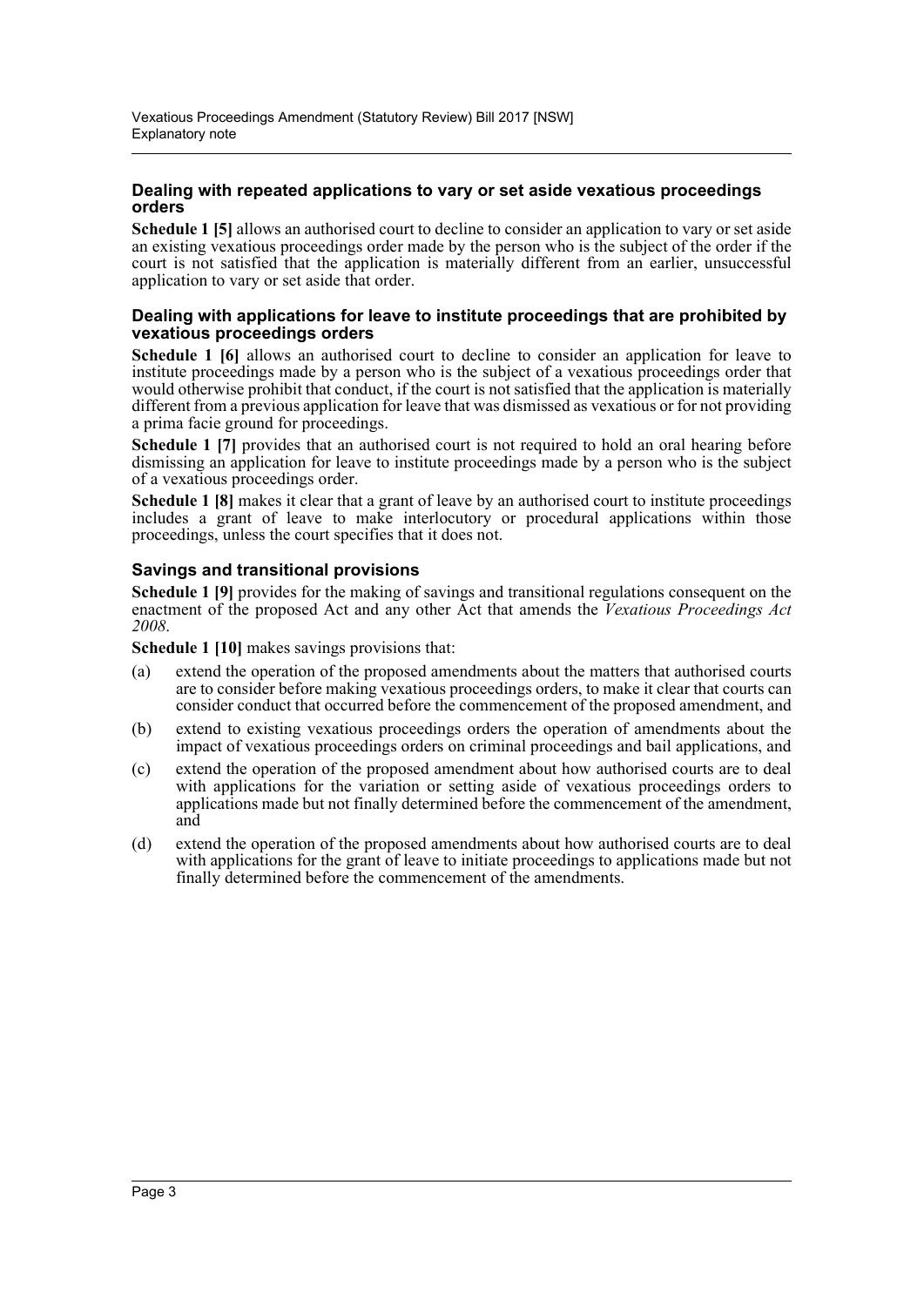#### Dealing with repeated applications to vary or set aside vexatious proceedings orders

**Schedule 1 [5]** allows an authorised court to decline to consider an application to vary or set aside an existing vexatious proceedings order made by the person who is the subject of the order if the court is not satisfied that the application is materially different from an earlier, unsuccessful application to vary or set aside that order.

#### Dealing with applications for leave to institute proceedings that are prohibited by vexatious proceedings orders

**Schedule 1 [6]** allows an authorised court to decline to consider an application for leave to institute proceedings made by a person who is the subject of a vexatious proceedings order that would otherwise prohibit that conduct, if the court is not satisfied that the application is materially different from a previous application for leave that was dismissed as vexatious or for not providing a prima facie ground for proceedings.

**Schedule 1 [7]** provides that an authorised court is not required to hold an oral hearing before dismissing an application for leave to institute proceedings made by a person who is the subject of a vexatious proceedings order.

**Schedule 1 [8]** makes it clear that a grant of leave by an authorised court to institute proceedings includes a grant of leave to make interlocutory or procedural applications within those proceedings, unless the court specifies that it does not.

### Savings and transitional provisions

**Schedule 1 [9]** provides for the making of savings and transitional regulations consequent on the enactment of the proposed Act and any other Act that amends the *Vexatious Proceedings Act 2008*.

**Schedule 1 [10]** makes savings provisions that:

(a) extend the operation of the proposed amendments about the matters that authorised courts are to consider before making vexatious proceedings orders, to make it clear that courts can consider conduct that occurred before the commencement of the proposed amendment, and

(b) extend to existing vexatious proceedings orders the operation of amendments about the impact of vexatious proceedings orders on criminal proceedings and bail applications, and

(c) extend the operation of the proposed amendment about how authorised courts are to deal with applications for the variation or setting aside of vexatious proceedings orders to applications made but not finally determined before the commencement of the amendment, and

(d) extend the operation of the proposed amendments about how authorised courts are to deal with applications for the grant of leave to initiate proceedings to applications made but not finally determined before the commencement of the amendments.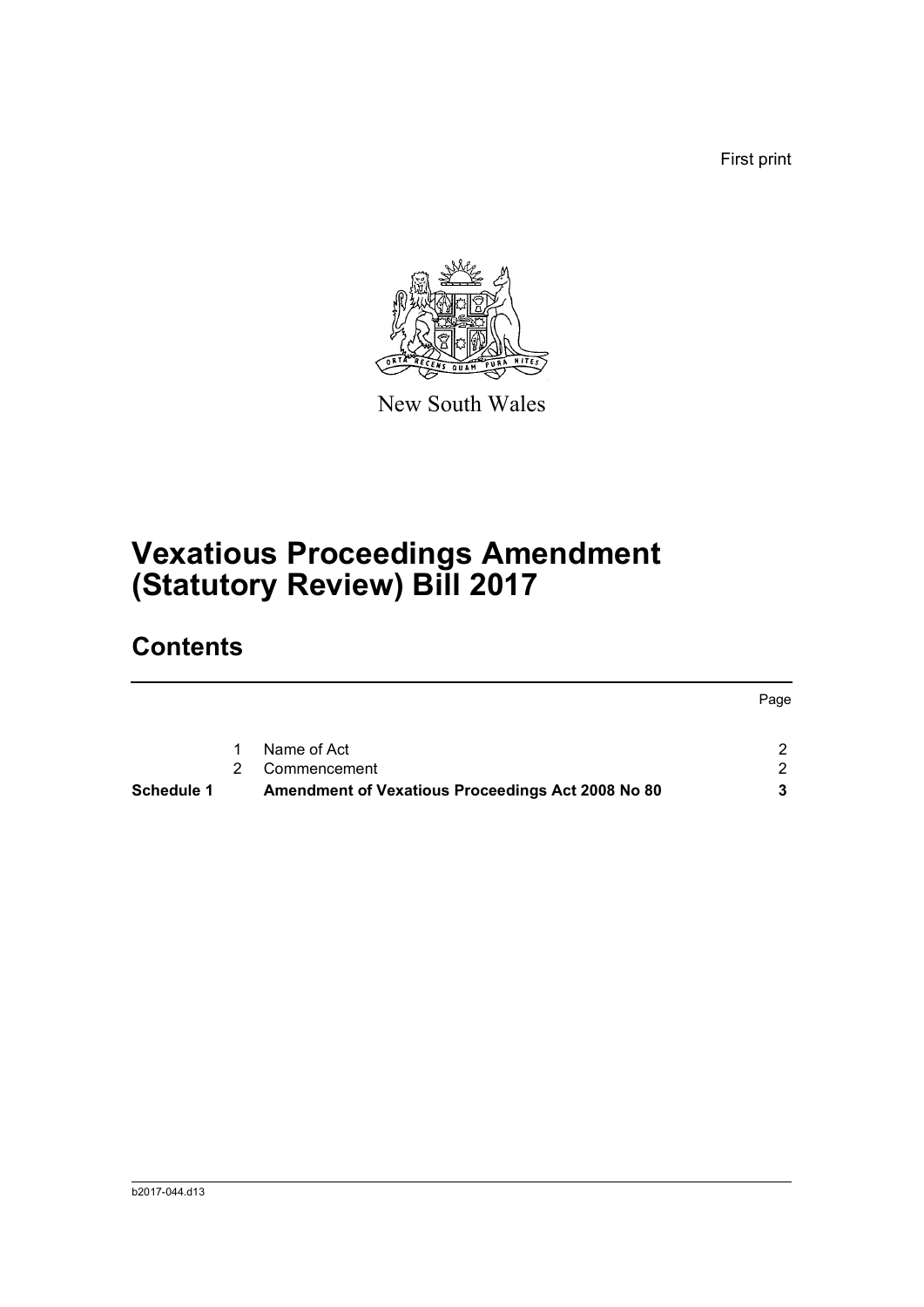First print

New South Wales

# Vexatious Proceedings Amendment (Statutory Review) Bill 2017

## Contents

| | | | Page |
|---|---|---|---|
| | 1 | Name of Act | 2 |
| | 2 | Commencement | 2 |
| **Schedule 1** | | **Amendment of Vexatious Proceedings Act 2008 No 80** | **3** |

b2017-044.d13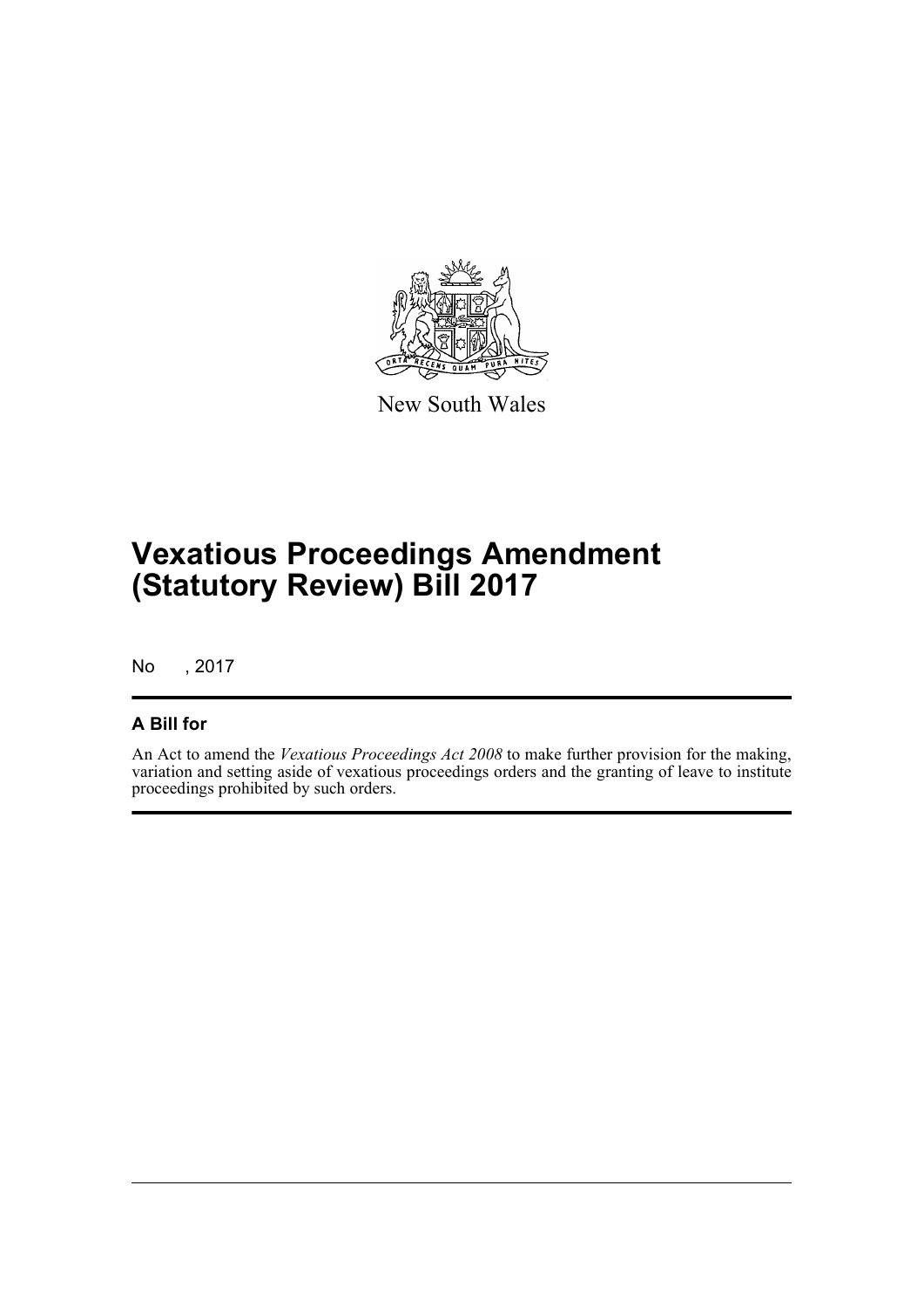New South Wales

# Vexatious Proceedings Amendment (Statutory Review) Bill 2017

No , 2017

## A Bill for

An Act to amend the *Vexatious Proceedings Act 2008* to make further provision for the making, variation and setting aside of vexatious proceedings orders and the granting of leave to institute proceedings prohibited by such orders.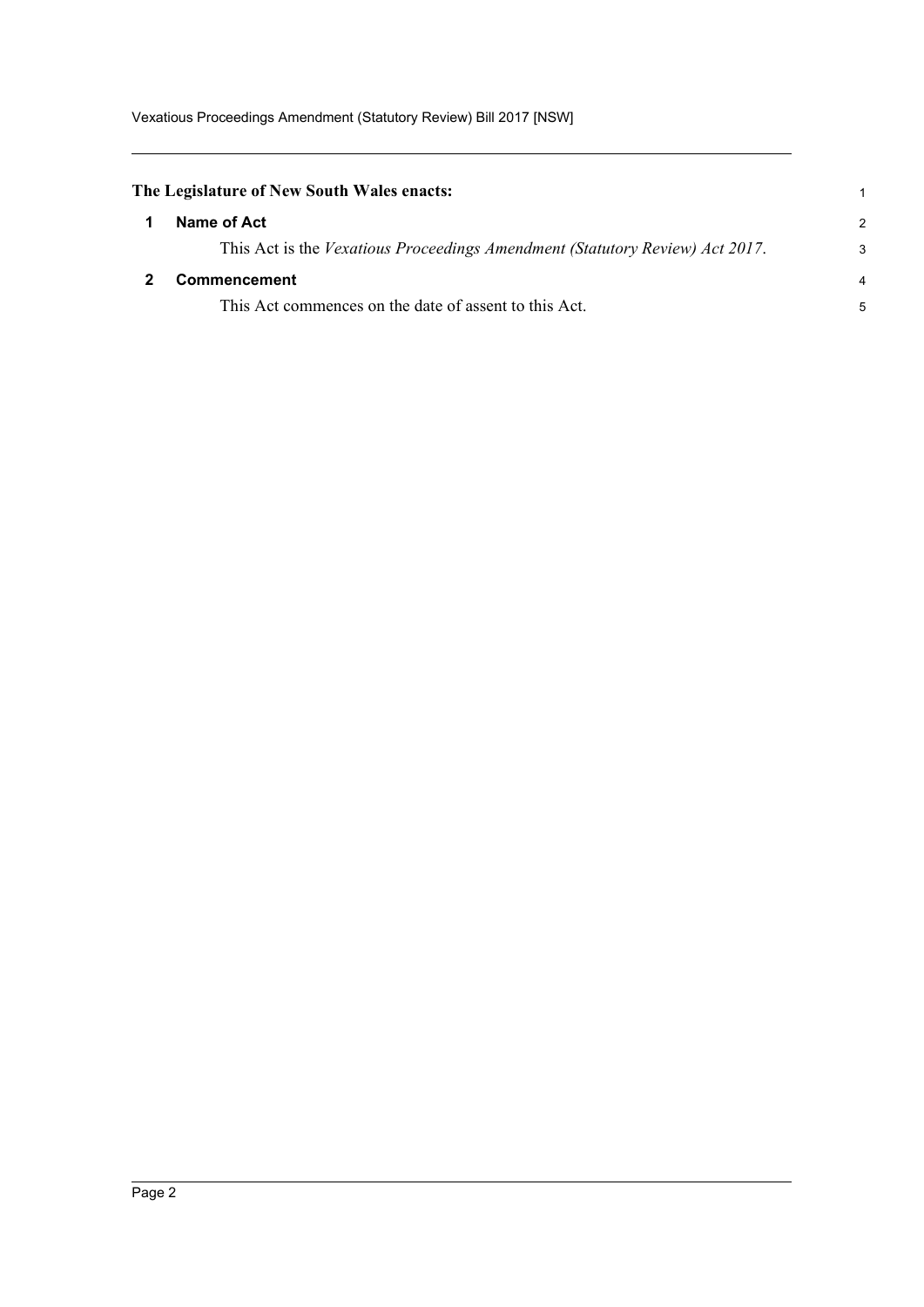**The Legislature of New South Wales enacts:**

## 1 Name of Act

This Act is the *Vexatious Proceedings Amendment (Statutory Review) Act 2017*.

## 2 Commencement

This Act commences on the date of assent to this Act.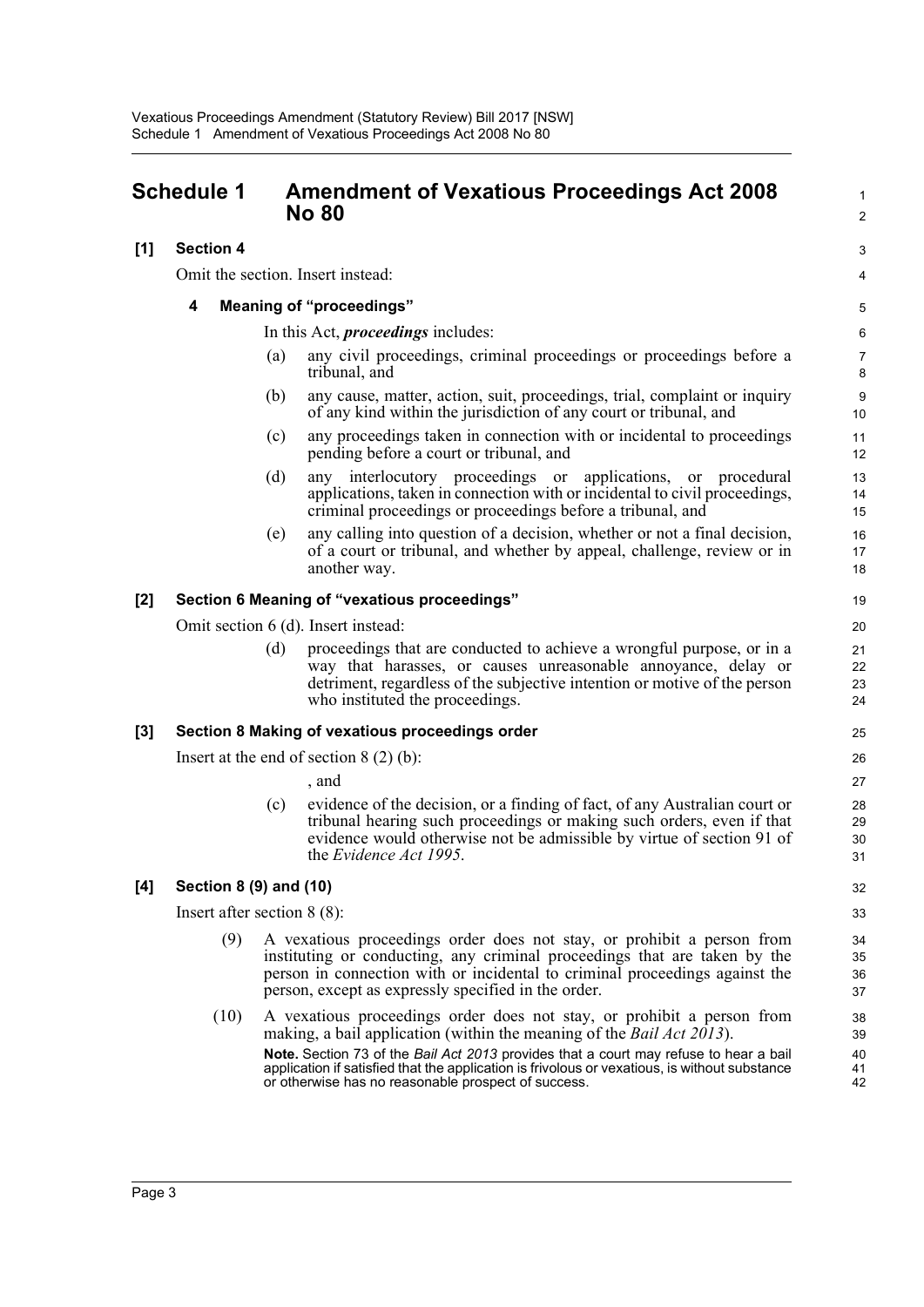# Schedule 1 Amendment of Vexatious Proceedings Act 2008 No 80

**[1] Section 4**

Omit the section. Insert instead:

**4 Meaning of "proceedings"**

In this Act, ***proceedings*** includes:

(a) any civil proceedings, criminal proceedings or proceedings before a tribunal, and

(b) any cause, matter, action, suit, proceedings, trial, complaint or inquiry of any kind within the jurisdiction of any court or tribunal, and

(c) any proceedings taken in connection with or incidental to proceedings pending before a court or tribunal, and

(d) any interlocutory proceedings or applications, or procedural applications, taken in connection with or incidental to civil proceedings, criminal proceedings or proceedings before a tribunal, and

(e) any calling into question of a decision, whether or not a final decision, of a court or tribunal, and whether by appeal, challenge, review or in another way.

**[2] Section 6 Meaning of "vexatious proceedings"**

Omit section 6 (d). Insert instead:

(d) proceedings that are conducted to achieve a wrongful purpose, or in a way that harasses, or causes unreasonable annoyance, delay or detriment, regardless of the subjective intention or motive of the person who instituted the proceedings.

**[3] Section 8 Making of vexatious proceedings order**

Insert at the end of section 8 (2) (b):

, and

(c) evidence of the decision, or a finding of fact, of any Australian court or tribunal hearing such proceedings or making such orders, even if that evidence would otherwise not be admissible by virtue of section 91 of the *Evidence Act 1995*.

**[4] Section 8 (9) and (10)**

Insert after section 8 (8):

(9) A vexatious proceedings order does not stay, or prohibit a person from instituting or conducting, any criminal proceedings that are taken by the person in connection with or incidental to criminal proceedings against the person, except as expressly specified in the order.

(10) A vexatious proceedings order does not stay, or prohibit a person from making, a bail application (within the meaning of the *Bail Act 2013*).

**Note.** Section 73 of the *Bail Act 2013* provides that a court may refuse to hear a bail application if satisfied that the application is frivolous or vexatious, is without substance or otherwise has no reasonable prospect of success.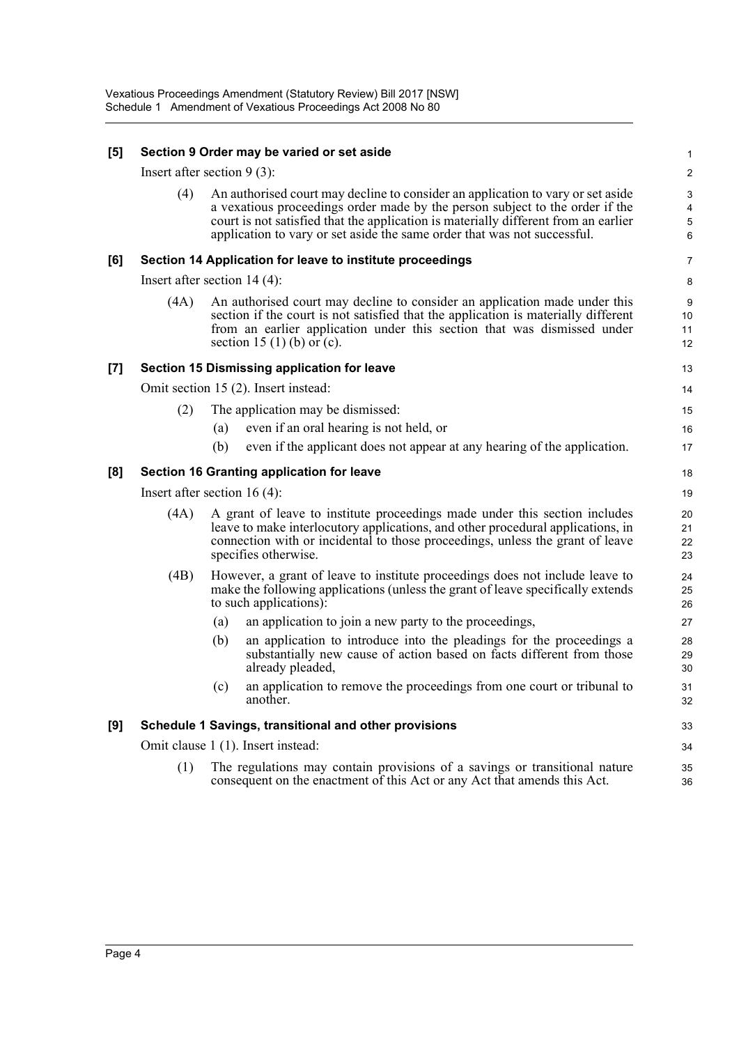**[5] Section 9 Order may be varied or set aside**

Insert after section 9 (3):

(4) An authorised court may decline to consider an application to vary or set aside a vexatious proceedings order made by the person subject to the order if the court is not satisfied that the application is materially different from an earlier application to vary or set aside the same order that was not successful.

**[6] Section 14 Application for leave to institute proceedings**

Insert after section 14 (4):

(4A) An authorised court may decline to consider an application made under this section if the court is not satisfied that the application is materially different from an earlier application under this section that was dismissed under section 15 (1) (b) or (c).

**[7] Section 15 Dismissing application for leave**

Omit section 15 (2). Insert instead:

(2) The application may be dismissed:

(a) even if an oral hearing is not held, or

(b) even if the applicant does not appear at any hearing of the application.

**[8] Section 16 Granting application for leave**

Insert after section 16 (4):

(4A) A grant of leave to institute proceedings made under this section includes leave to make interlocutory applications, and other procedural applications, in connection with or incidental to those proceedings, unless the grant of leave specifies otherwise.

(4B) However, a grant of leave to institute proceedings does not include leave to make the following applications (unless the grant of leave specifically extends to such applications):

(a) an application to join a new party to the proceedings,

(b) an application to introduce into the pleadings for the proceedings a substantially new cause of action based on facts different from those already pleaded,

(c) an application to remove the proceedings from one court or tribunal to another.

**[9] Schedule 1 Savings, transitional and other provisions**

Omit clause 1 (1). Insert instead:

(1) The regulations may contain provisions of a savings or transitional nature consequent on the enactment of this Act or any Act that amends this Act.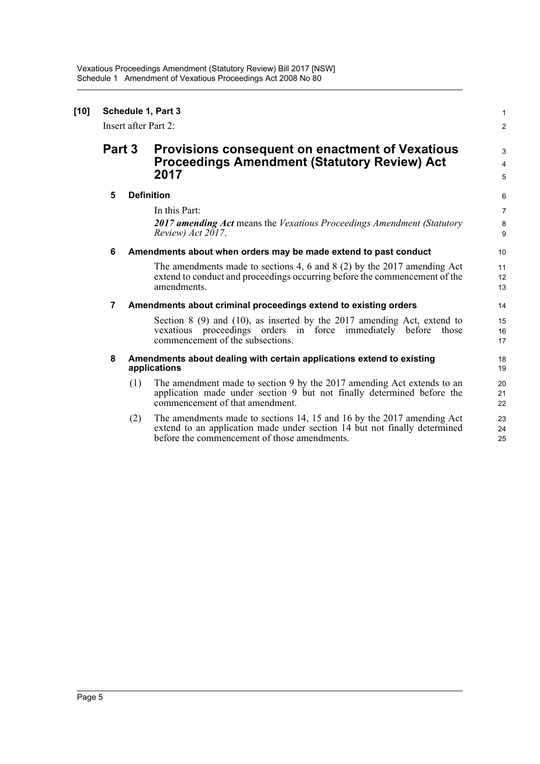**[10] Schedule 1, Part 3**

Insert after Part 2:

## Part 3 Provisions consequent on enactment of Vexatious Proceedings Amendment (Statutory Review) Act 2017

### 5 Definition

In this Part:

***2017 amending Act*** means the *Vexatious Proceedings Amendment (Statutory Review) Act 2017*.

### 6 Amendments about when orders may be made extend to past conduct

The amendments made to sections 4, 6 and 8 (2) by the 2017 amending Act extend to conduct and proceedings occurring before the commencement of the amendments.

### 7 Amendments about criminal proceedings extend to existing orders

Section 8 (9) and (10), as inserted by the 2017 amending Act, extend to vexatious proceedings orders in force immediately before those commencement of the subsections.

### 8 Amendments about dealing with certain applications extend to existing applications

(1) The amendment made to section 9 by the 2017 amending Act extends to an application made under section 9 but not finally determined before the commencement of that amendment.

(2) The amendments made to sections 14, 15 and 16 by the 2017 amending Act extend to an application made under section 14 but not finally determined before the commencement of those amendments.